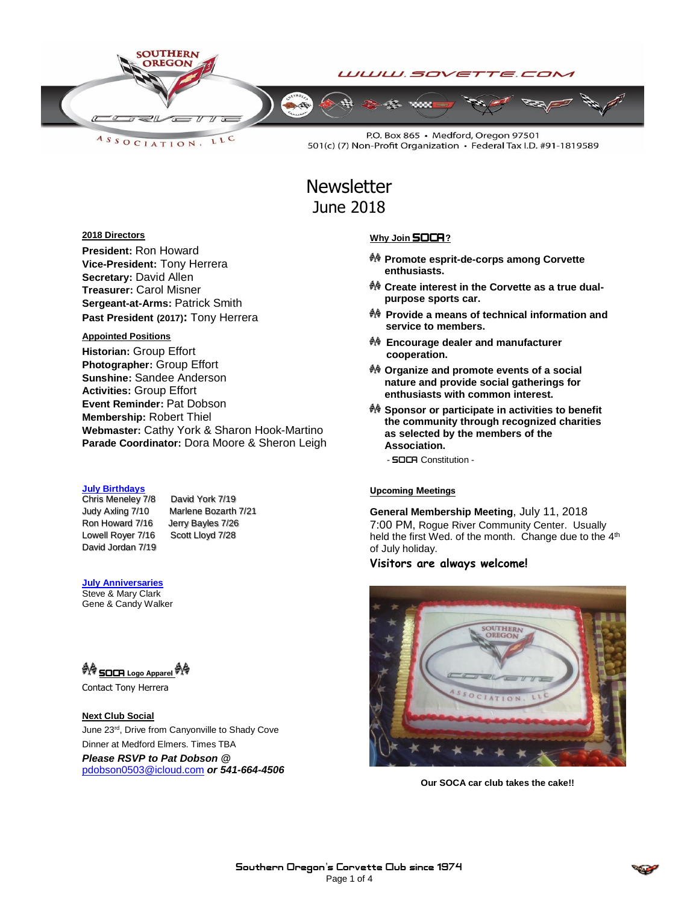WWW.SOVETTE.COM

P.O. Box 865 • Medford, Oregon 97501
501(c) (7) Non-Profit Organization • Federal Tax I.D. #91-1819589

# Newsletter
## June 2018

### 2018 Directors

**President:** Ron Howard
**Vice-President:** Tony Herrera
**Secretary:** David Allen
**Treasurer:** Carol Misner
**Sergeant-at-Arms:** Patrick Smith
**Past President (2017):** Tony Herrera

### Appointed Positions

**Historian:** Group Effort
**Photographer:** Group Effort
**Sunshine:** Sandee Anderson
**Activities:** Group Effort
**Event Reminder:** Pat Dobson
**Membership:** Robert Thiel
**Webmaster:** Cathy York & Sharon Hook-Martino
**Parade Coordinator:** Dora Moore & Sheron Leigh

### July Birthdays

Chris Meneley 7/8
Judy Axling 7/10
Ron Howard 7/16
Lowell Royer 7/16
David Jordan 7/19
David York 7/19
Marlene Bozarth 7/21
Jerry Bayles 7/26
Scott Lloyd 7/28

### July Anniversaries

Steve & Mary Clark
Gene & Candy Walker

### SOCA Logo Apparel

Contact Tony Herrera

### Next Club Social

June 23rd, Drive from Canyonville to Shady Cove
Dinner at Medford Elmers. Times TBA
***Please RSVP to Pat Dobson @*** pdobson0503@icloud.com ***or 541-664-4506***

### Why Join SOCA?

- **Promote esprit-de-corps among Corvette enthusiasts.**
- **Create interest in the Corvette as a true dual-purpose sports car.**
- **Provide a means of technical information and service to members.**
- **Encourage dealer and manufacturer cooperation.**
- **Organize and promote events of a social nature and provide social gatherings for enthusiasts with common interest.**
- **Sponsor or participate in activities to benefit the community through recognized charities as selected by the members of the Association.**

- SOCA Constitution -

### Upcoming Meetings

**General Membership Meeting**, July 11, 2018
7:00 PM, Rogue River Community Center. Usually held the first Wed. of the month. Change due to the 4th of July holiday.

**Visitors are always welcome!**

**Our SOCA car club takes the cake!!**

Southern Oregon's Corvette Club since 1974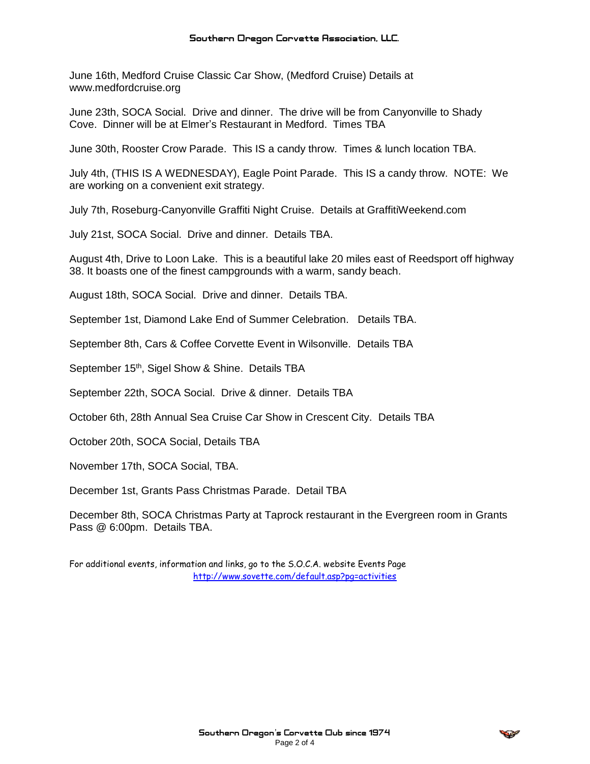June 16th, Medford Cruise Classic Car Show, (Medford Cruise) Details at www.medfordcruise.org

June 23th, SOCA Social. Drive and dinner. The drive will be from Canyonville to Shady Cove. Dinner will be at Elmer's Restaurant in Medford. Times TBA

June 30th, Rooster Crow Parade. This IS a candy throw. Times & lunch location TBA.

July 4th, (THIS IS A WEDNESDAY), Eagle Point Parade. This IS a candy throw. NOTE: We are working on a convenient exit strategy.

July 7th, Roseburg-Canyonville Graffiti Night Cruise. Details at GraffitiWeekend.com

July 21st, SOCA Social. Drive and dinner. Details TBA.

August 4th, Drive to Loon Lake. This is a beautiful lake 20 miles east of Reedsport off highway 38. It boasts one of the finest campgrounds with a warm, sandy beach.

August 18th, SOCA Social. Drive and dinner. Details TBA.

September 1st, Diamond Lake End of Summer Celebration. Details TBA.

September 8th, Cars & Coffee Corvette Event in Wilsonville. Details TBA

September 15th, Sigel Show & Shine. Details TBA

September 22th, SOCA Social. Drive & dinner. Details TBA

October 6th, 28th Annual Sea Cruise Car Show in Crescent City. Details TBA

October 20th, SOCA Social, Details TBA

November 17th, SOCA Social, TBA.

December 1st, Grants Pass Christmas Parade. Detail TBA

December 8th, SOCA Christmas Party at Taprock restaurant in the Evergreen room in Grants Pass @ 6:00pm. Details TBA.

For additional events, information and links, go to the S.O.C.A. website Events Page
http://www.sovette.com/default.asp?pg=activities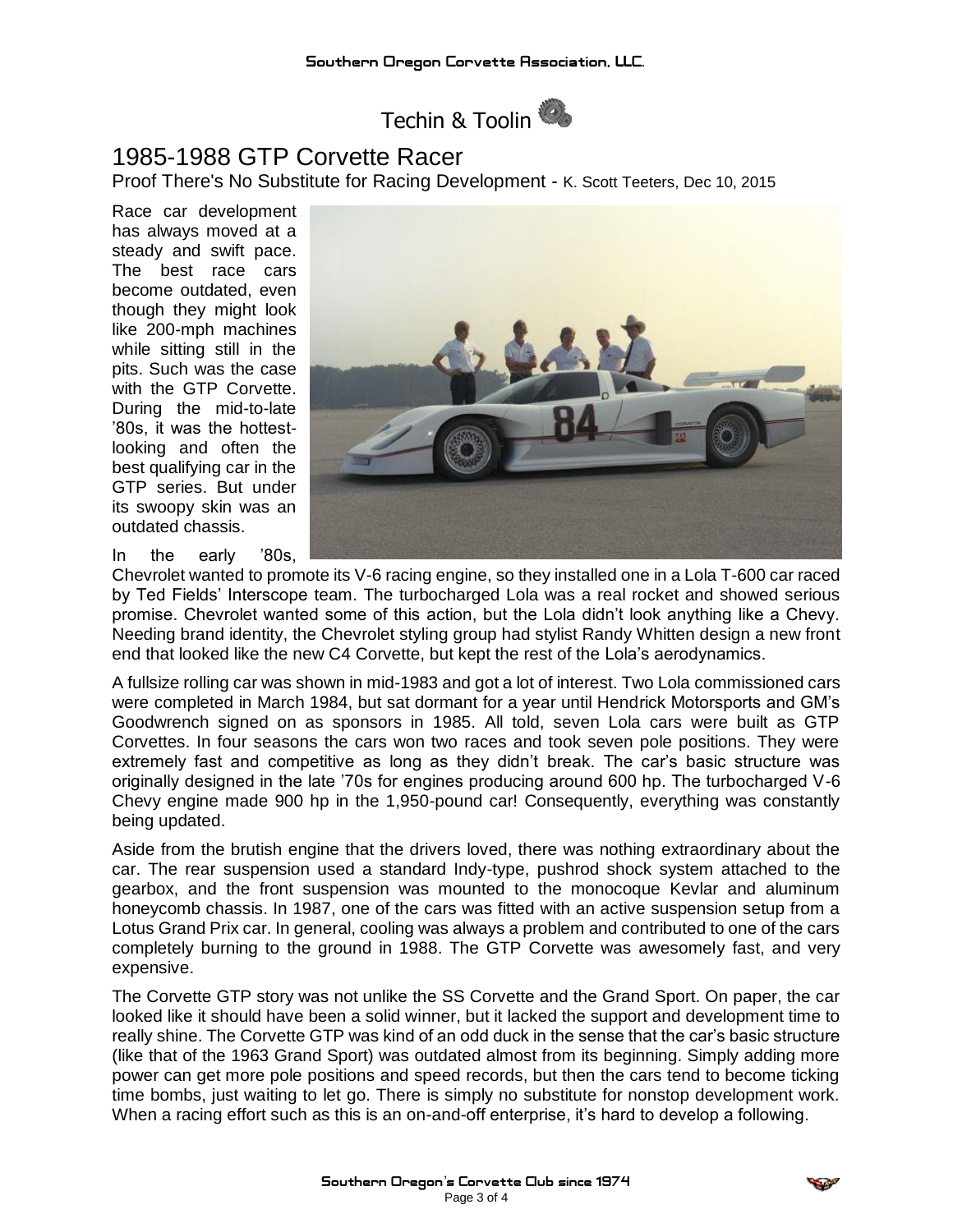# Techin & Toolin

## 1985-1988 GTP Corvette Racer

Proof There's No Substitute for Racing Development - K. Scott Teeters, Dec 10, 2015

Race car development has always moved at a steady and swift pace. The best race cars become outdated, even though they might look like 200-mph machines while sitting still in the pits. Such was the case with the GTP Corvette. During the mid-to-late '80s, it was the hottest-looking and often the best qualifying car in the GTP series. But under its swoopy skin was an outdated chassis.

In the early '80s, Chevrolet wanted to promote its V-6 racing engine, so they installed one in a Lola T-600 car raced by Ted Fields' Interscope team. The turbocharged Lola was a real rocket and showed serious promise. Chevrolet wanted some of this action, but the Lola didn't look anything like a Chevy. Needing brand identity, the Chevrolet styling group had stylist Randy Whitten design a new front end that looked like the new C4 Corvette, but kept the rest of the Lola's aerodynamics.

A fullsize rolling car was shown in mid-1983 and got a lot of interest. Two Lola commissioned cars were completed in March 1984, but sat dormant for a year until Hendrick Motorsports and GM's Goodwrench signed on as sponsors in 1985. All told, seven Lola cars were built as GTP Corvettes. In four seasons the cars won two races and took seven pole positions. They were extremely fast and competitive as long as they didn't break. The car's basic structure was originally designed in the late '70s for engines producing around 600 hp. The turbocharged V-6 Chevy engine made 900 hp in the 1,950-pound car! Consequently, everything was constantly being updated.

Aside from the brutish engine that the drivers loved, there was nothing extraordinary about the car. The rear suspension used a standard Indy-type, pushrod shock system attached to the gearbox, and the front suspension was mounted to the monocoque Kevlar and aluminum honeycomb chassis. In 1987, one of the cars was fitted with an active suspension setup from a Lotus Grand Prix car. In general, cooling was always a problem and contributed to one of the cars completely burning to the ground in 1988. The GTP Corvette was awesomely fast, and very expensive.

The Corvette GTP story was not unlike the SS Corvette and the Grand Sport. On paper, the car looked like it should have been a solid winner, but it lacked the support and development time to really shine. The Corvette GTP was kind of an odd duck in the sense that the car's basic structure (like that of the 1963 Grand Sport) was outdated almost from its beginning. Simply adding more power can get more pole positions and speed records, but then the cars tend to become ticking time bombs, just waiting to let go. There is simply no substitute for nonstop development work. When a racing effort such as this is an on-and-off enterprise, it's hard to develop a following.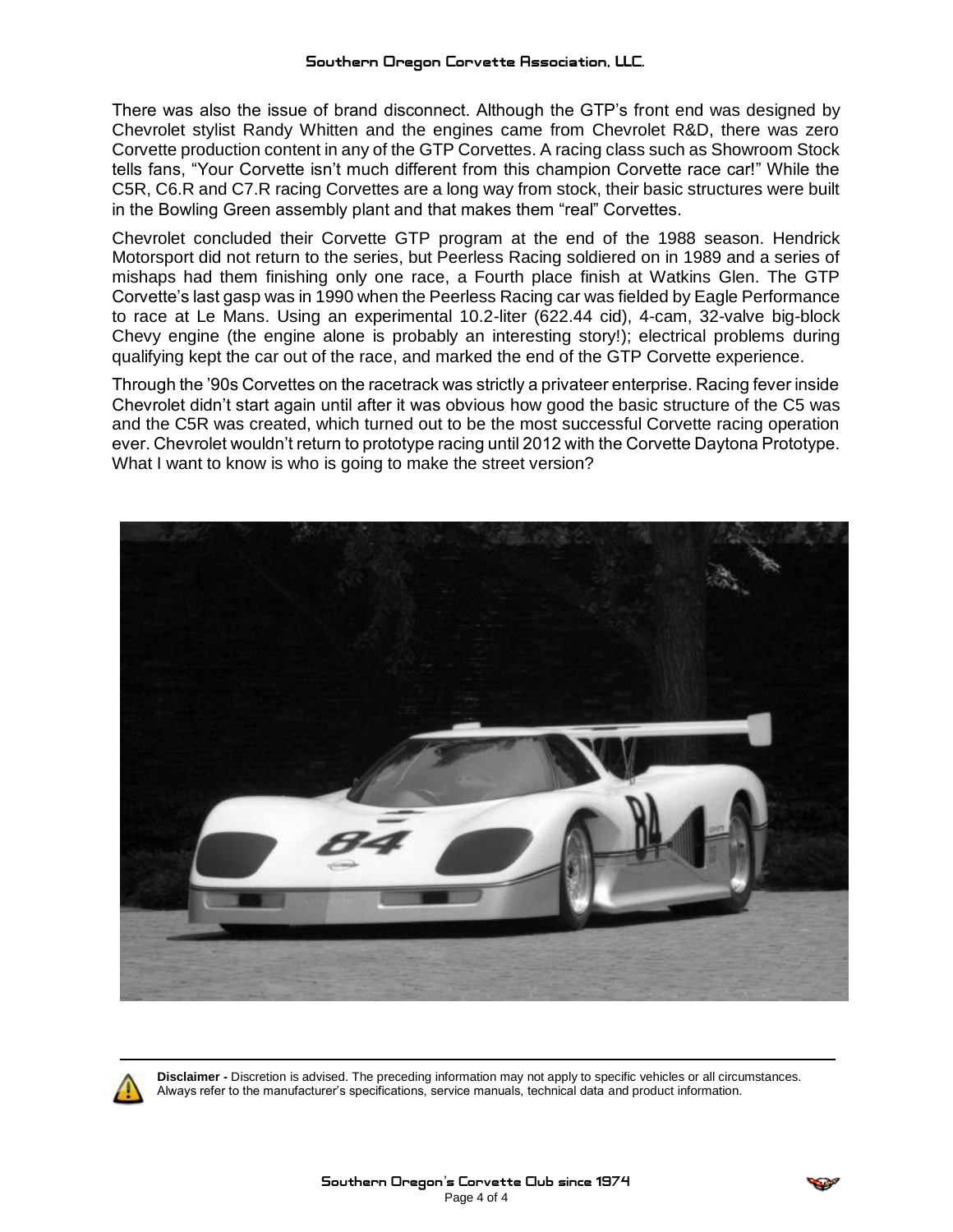There was also the issue of brand disconnect. Although the GTP's front end was designed by Chevrolet stylist Randy Whitten and the engines came from Chevrolet R&D, there was zero Corvette production content in any of the GTP Corvettes. A racing class such as Showroom Stock tells fans, "Your Corvette isn't much different from this champion Corvette race car!" While the C5R, C6.R and C7.R racing Corvettes are a long way from stock, their basic structures were built in the Bowling Green assembly plant and that makes them "real" Corvettes.

Chevrolet concluded their Corvette GTP program at the end of the 1988 season. Hendrick Motorsport did not return to the series, but Peerless Racing soldiered on in 1989 and a series of mishaps had them finishing only one race, a Fourth place finish at Watkins Glen. The GTP Corvette's last gasp was in 1990 when the Peerless Racing car was fielded by Eagle Performance to race at Le Mans. Using an experimental 10.2-liter (622.44 cid), 4-cam, 32-valve big-block Chevy engine (the engine alone is probably an interesting story!); electrical problems during qualifying kept the car out of the race, and marked the end of the GTP Corvette experience.

Through the '90s Corvettes on the racetrack was strictly a privateer enterprise. Racing fever inside Chevrolet didn't start again until after it was obvious how good the basic structure of the C5 was and the C5R was created, which turned out to be the most successful Corvette racing operation ever. Chevrolet wouldn't return to prototype racing until 2012 with the Corvette Daytona Prototype. What I want to know is who is going to make the street version?

**Disclaimer -** Discretion is advised. The preceding information may not apply to specific vehicles or all circumstances. Always refer to the manufacturer's specifications, service manuals, technical data and product information.